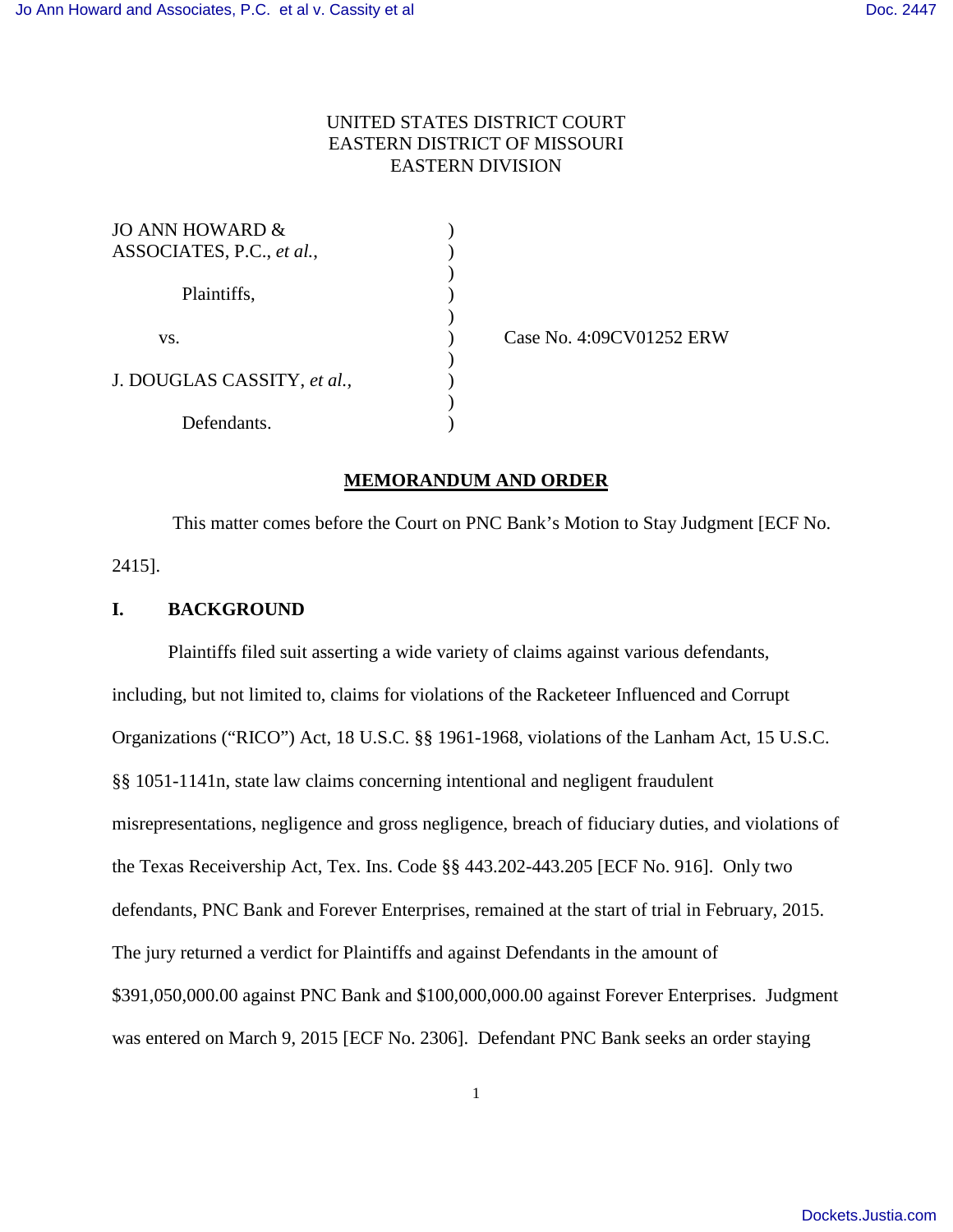UNITED STATES DISTRICT COURT
EASTERN DISTRICT OF MISSOURI
EASTERN DIVISION

| | | |
|---|---|---|
| JO ANN HOWARD & ASSOCIATES, P.C., *et al.*, | ) | |
| Plaintiffs, | ) | |
| vs. | ) | Case No. 4:09CV01252 ERW |
| J. DOUGLAS CASSITY, *et al.*, | ) | |
| Defendants. | ) | |

## MEMORANDUM AND ORDER

This matter comes before the Court on PNC Bank's Motion to Stay Judgment [ECF No. 2415].

## I. BACKGROUND

Plaintiffs filed suit asserting a wide variety of claims against various defendants, including, but not limited to, claims for violations of the Racketeer Influenced and Corrupt Organizations ("RICO") Act, 18 U.S.C. §§ 1961-1968, violations of the Lanham Act, 15 U.S.C. §§ 1051-1141n, state law claims concerning intentional and negligent fraudulent misrepresentations, negligence and gross negligence, breach of fiduciary duties, and violations of the Texas Receivership Act, Tex. Ins. Code §§ 443.202-443.205 [ECF No. 916]. Only two defendants, PNC Bank and Forever Enterprises, remained at the start of trial in February, 2015. The jury returned a verdict for Plaintiffs and against Defendants in the amount of $391,050,000.00 against PNC Bank and $100,000,000.00 against Forever Enterprises. Judgment was entered on March 9, 2015 [ECF No. 2306]. Defendant PNC Bank seeks an order staying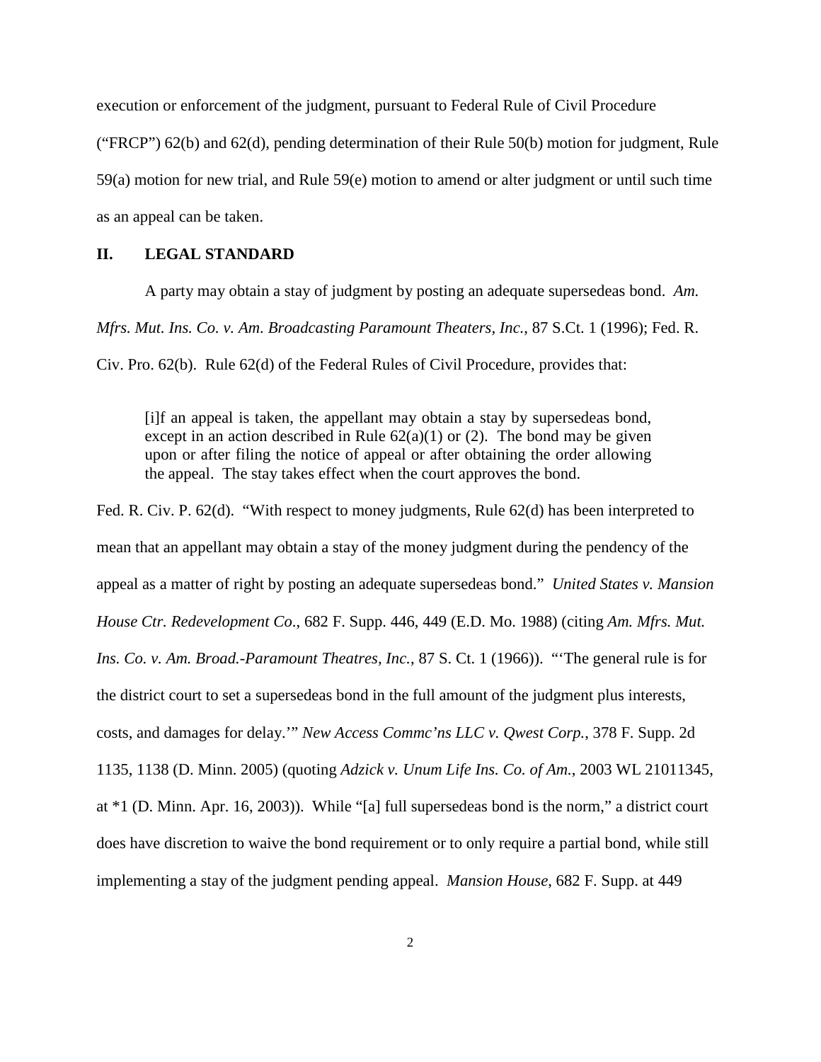execution or enforcement of the judgment, pursuant to Federal Rule of Civil Procedure ("FRCP") 62(b) and 62(d), pending determination of their Rule 50(b) motion for judgment, Rule 59(a) motion for new trial, and Rule 59(e) motion to amend or alter judgment or until such time as an appeal can be taken.

## II. LEGAL STANDARD

A party may obtain a stay of judgment by posting an adequate supersedeas bond. *Am. Mfrs. Mut. Ins. Co. v. Am. Broadcasting Paramount Theaters, Inc.*, 87 S.Ct. 1 (1996); Fed. R. Civ. Pro. 62(b). Rule 62(d) of the Federal Rules of Civil Procedure, provides that:

> [i]f an appeal is taken, the appellant may obtain a stay by supersedeas bond, except in an action described in Rule 62(a)(1) or (2). The bond may be given upon or after filing the notice of appeal or after obtaining the order allowing the appeal. The stay takes effect when the court approves the bond.

Fed. R. Civ. P. 62(d). "With respect to money judgments, Rule 62(d) has been interpreted to mean that an appellant may obtain a stay of the money judgment during the pendency of the appeal as a matter of right by posting an adequate supersedeas bond." *United States v. Mansion House Ctr. Redevelopment Co*., 682 F. Supp. 446, 449 (E.D. Mo. 1988) (citing *Am. Mfrs. Mut. Ins. Co. v. Am. Broad.-Paramount Theatres, Inc.*, 87 S. Ct. 1 (1966)). "'The general rule is for the district court to set a supersedeas bond in the full amount of the judgment plus interests, costs, and damages for delay.'" *New Access Commc'ns LLC v. Qwest Corp.*, 378 F. Supp. 2d 1135, 1138 (D. Minn. 2005) (quoting *Adzick v. Unum Life Ins. Co. of Am.*, 2003 WL 21011345, at *1 (D. Minn. Apr. 16, 2003)). While "[a] full supersedeas bond is the norm," a district court does have discretion to waive the bond requirement or to only require a partial bond, while still implementing a stay of the judgment pending appeal. *Mansion House*, 682 F. Supp. at 449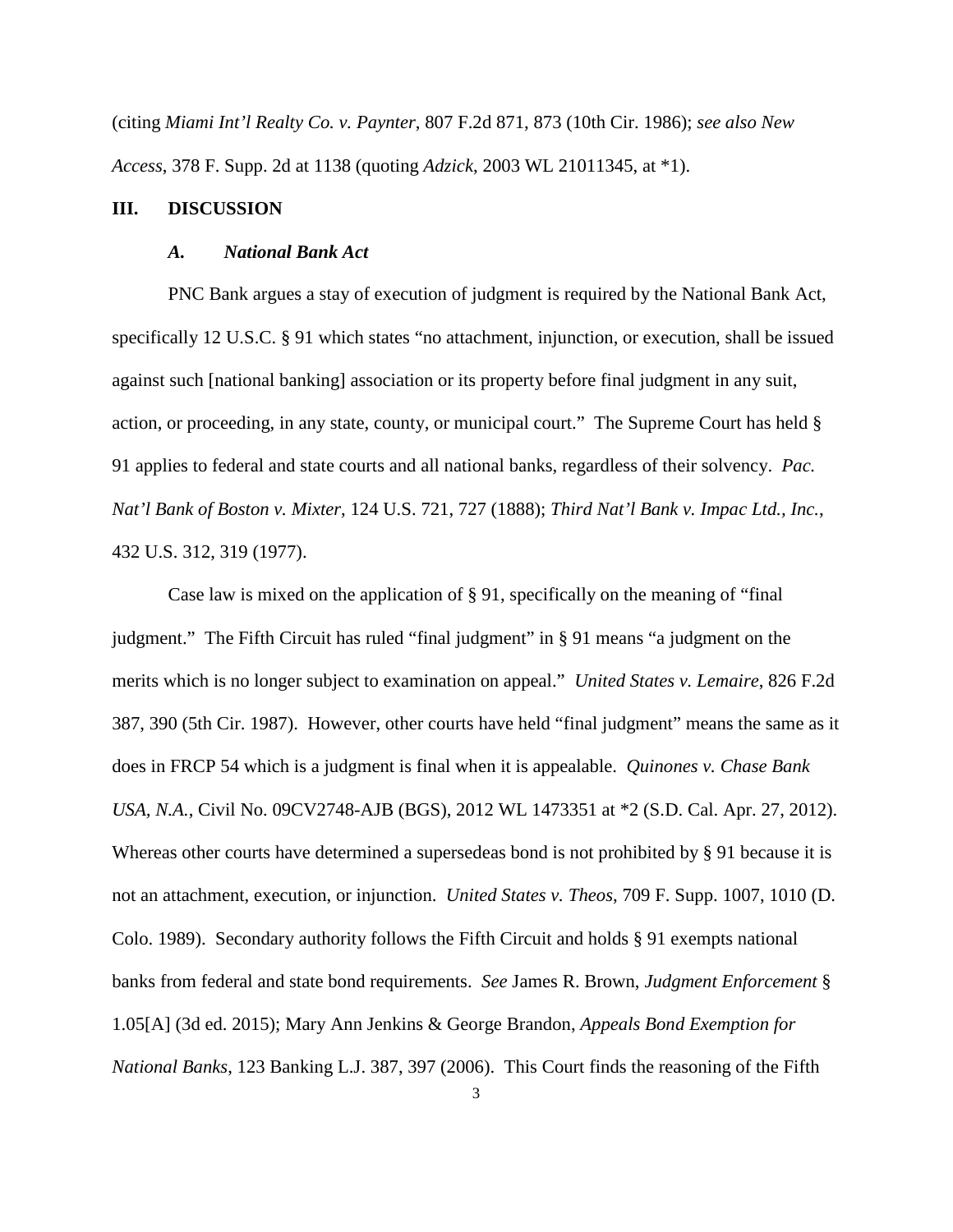(citing *Miami Int'l Realty Co. v. Paynter*, 807 F.2d 871, 873 (10th Cir. 1986); *see also New Access*, 378 F. Supp. 2d at 1138 (quoting *Adzick*, 2003 WL 21011345, at *1).

## III. DISCUSSION

### *A. National Bank Act*

PNC Bank argues a stay of execution of judgment is required by the National Bank Act, specifically 12 U.S.C. § 91 which states "no attachment, injunction, or execution, shall be issued against such [national banking] association or its property before final judgment in any suit, action, or proceeding, in any state, county, or municipal court." The Supreme Court has held § 91 applies to federal and state courts and all national banks, regardless of their solvency. *Pac. Nat'l Bank of Boston v. Mixter*, 124 U.S. 721, 727 (1888); *Third Nat'l Bank v. Impac Ltd., Inc.*, 432 U.S. 312, 319 (1977).

Case law is mixed on the application of § 91, specifically on the meaning of "final judgment." The Fifth Circuit has ruled "final judgment" in § 91 means "a judgment on the merits which is no longer subject to examination on appeal." *United States v. Lemaire*, 826 F.2d 387, 390 (5th Cir. 1987). However, other courts have held "final judgment" means the same as it does in FRCP 54 which is a judgment is final when it is appealable. *Quinones v. Chase Bank USA, N.A.*, Civil No. 09CV2748-AJB (BGS), 2012 WL 1473351 at *2 (S.D. Cal. Apr. 27, 2012). Whereas other courts have determined a supersedeas bond is not prohibited by § 91 because it is not an attachment, execution, or injunction. *United States v. Theos*, 709 F. Supp. 1007, 1010 (D. Colo. 1989). Secondary authority follows the Fifth Circuit and holds § 91 exempts national banks from federal and state bond requirements. *See* James R. Brown, *Judgment Enforcement* § 1.05[A] (3d ed. 2015); Mary Ann Jenkins & George Brandon, *Appeals Bond Exemption for National Banks*, 123 Banking L.J. 387, 397 (2006). This Court finds the reasoning of the Fifth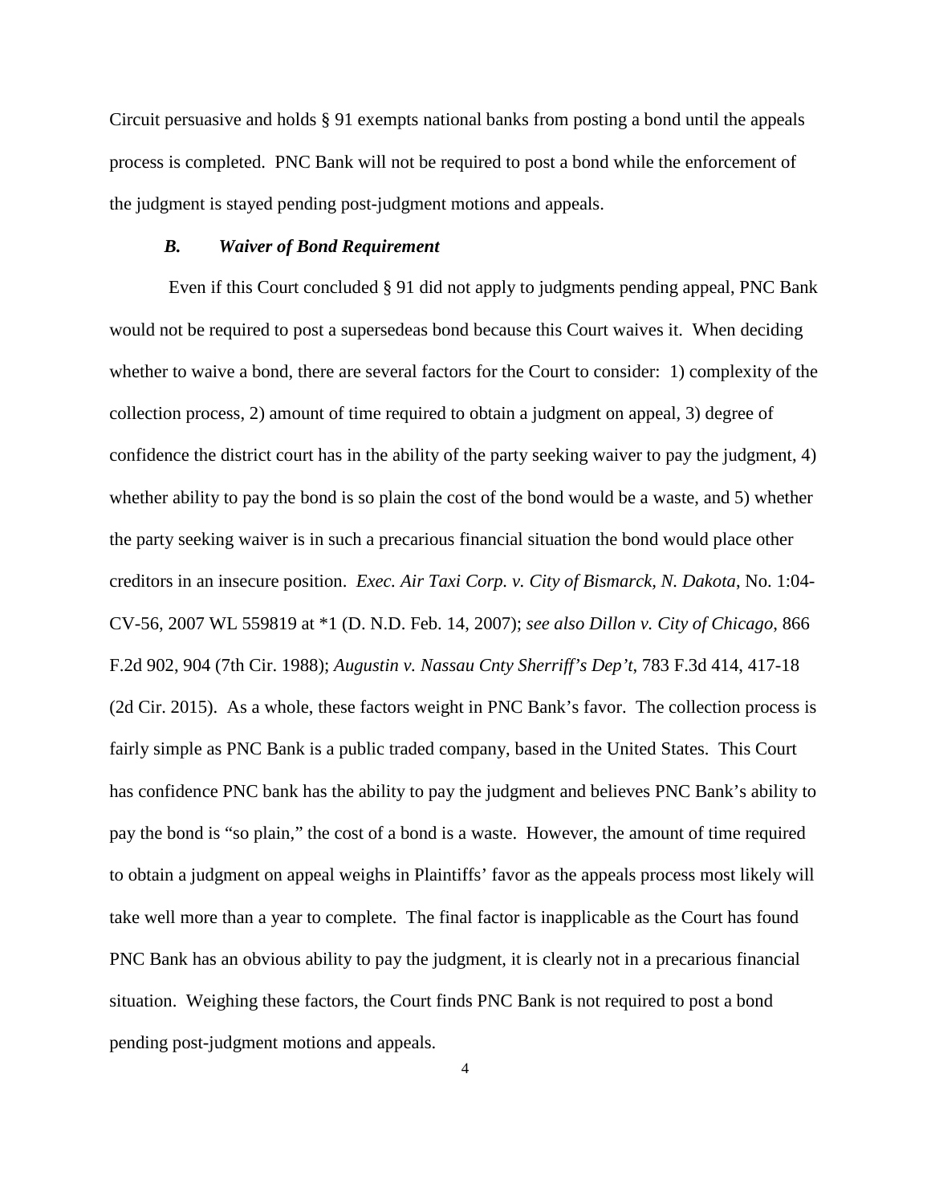Circuit persuasive and holds § 91 exempts national banks from posting a bond until the appeals process is completed. PNC Bank will not be required to post a bond while the enforcement of the judgment is stayed pending post-judgment motions and appeals.

### *B. Waiver of Bond Requirement*

Even if this Court concluded § 91 did not apply to judgments pending appeal, PNC Bank would not be required to post a supersedeas bond because this Court waives it. When deciding whether to waive a bond, there are several factors for the Court to consider: 1) complexity of the collection process, 2) amount of time required to obtain a judgment on appeal, 3) degree of confidence the district court has in the ability of the party seeking waiver to pay the judgment, 4) whether ability to pay the bond is so plain the cost of the bond would be a waste, and 5) whether the party seeking waiver is in such a precarious financial situation the bond would place other creditors in an insecure position. *Exec. Air Taxi Corp. v. City of Bismarck, N. Dakota*, No. 1:04-CV-56, 2007 WL 559819 at *1 (D. N.D. Feb. 14, 2007); *see also Dillon v. City of Chicago*, 866 F.2d 902, 904 (7th Cir. 1988); *Augustin v. Nassau Cnty Sherriff's Dep't*, 783 F.3d 414, 417-18 (2d Cir. 2015). As a whole, these factors weight in PNC Bank's favor. The collection process is fairly simple as PNC Bank is a public traded company, based in the United States. This Court has confidence PNC bank has the ability to pay the judgment and believes PNC Bank's ability to pay the bond is "so plain," the cost of a bond is a waste. However, the amount of time required to obtain a judgment on appeal weighs in Plaintiffs' favor as the appeals process most likely will take well more than a year to complete. The final factor is inapplicable as the Court has found PNC Bank has an obvious ability to pay the judgment, it is clearly not in a precarious financial situation. Weighing these factors, the Court finds PNC Bank is not required to post a bond pending post-judgment motions and appeals.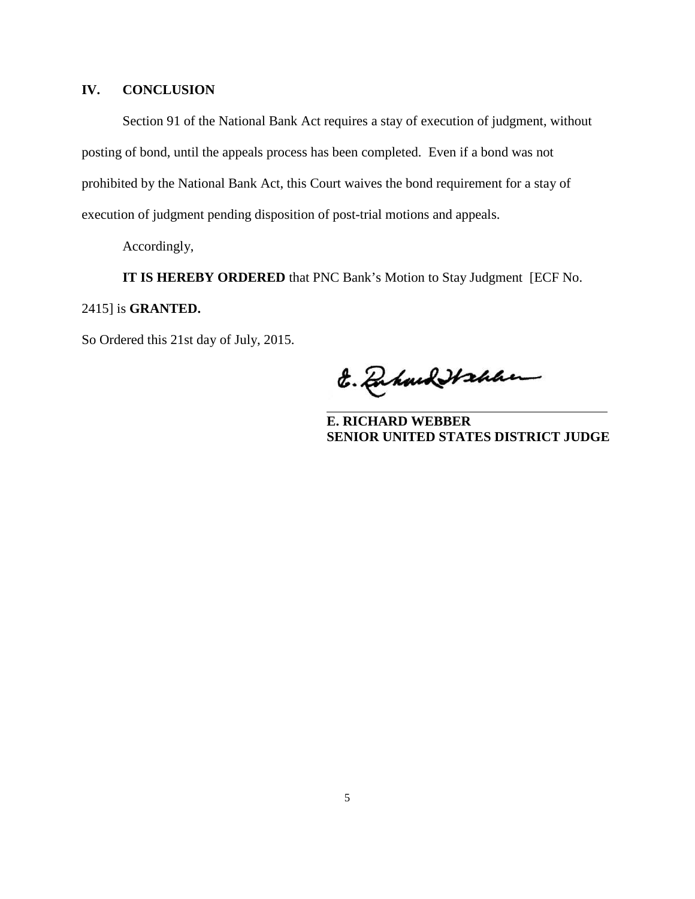## IV. CONCLUSION

Section 91 of the National Bank Act requires a stay of execution of judgment, without posting of bond, until the appeals process has been completed. Even if a bond was not prohibited by the National Bank Act, this Court waives the bond requirement for a stay of execution of judgment pending disposition of post-trial motions and appeals.

Accordingly,

**IT IS HEREBY ORDERED** that PNC Bank's Motion to Stay Judgment [ECF No. 2415] is **GRANTED.**

So Ordered this 21st day of July, 2015.

**E. RICHARD WEBBER**
**SENIOR UNITED STATES DISTRICT JUDGE**